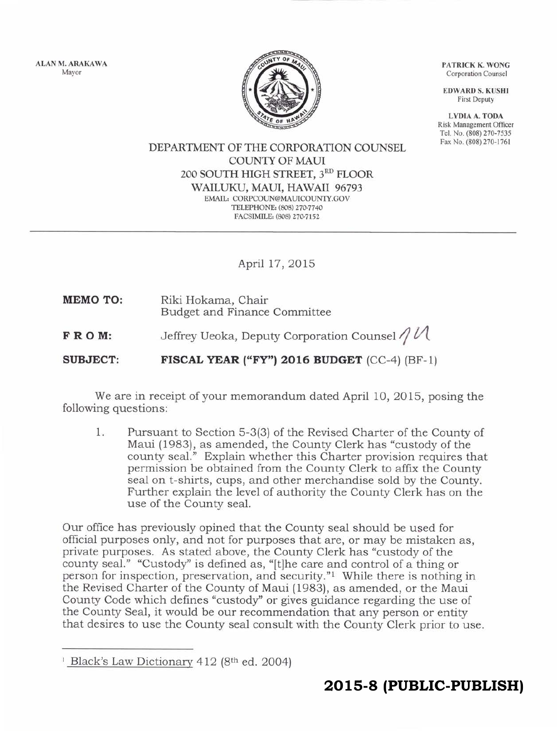ALAN M. ARAKAWA
Mayor

PATRICK K. WONG
Corporation Counsel

EDWARD S. KUSHI
First Deputy

LYDIA A. TODA
Risk Management Officer
Tel. No. (808) 270-7535
Fax No. (808) 270-1761

DEPARTMENT OF THE CORPORATION COUNSEL
COUNTY OF MAUI
200 SOUTH HIGH STREET, 3RD FLOOR
WAILUKU, MAUI, HAWAII 96793
EMAIL: CORPCOUN@MAUICOUNTY.GOV
TELEPHONE: (808) 270-7740
FACSIMILE: (808) 270-7152

April 17, 2015

**MEMO TO:** Riki Hokama, Chair
Budget and Finance Committee

**F R O M:** Jeffrey Ueoka, Deputy Corporation Counsel

**SUBJECT:** **FISCAL YEAR ("FY") 2016 BUDGET** (CC-4) (BF-1)

We are in receipt of your memorandum dated April 10, 2015, posing the following questions:

1. Pursuant to Section 5-3(3) of the Revised Charter of the County of Maui (1983), as amended, the County Clerk has "custody of the county seal." Explain whether this Charter provision requires that permission be obtained from the County Clerk to affix the County seal on t-shirts, cups, and other merchandise sold by the County. Further explain the level of authority the County Clerk has on the use of the County seal.

Our office has previously opined that the County seal should be used for official purposes only, and not for purposes that are, or may be mistaken as, private purposes. As stated above, the County Clerk has "custody of the county seal." "Custody" is defined as, "[t]he care and control of a thing or person for inspection, preservation, and security."[1] While there is nothing in the Revised Charter of the County of Maui (1983), as amended, or the Maui County Code which defines "custody" or gives guidance regarding the use of the County Seal, it would be our recommendation that any person or entity that desires to use the County seal consult with the County Clerk prior to use.

[1] Black's Law Dictionary 412 (8th ed. 2004)

**2015-8 (PUBLIC-PUBLISH)**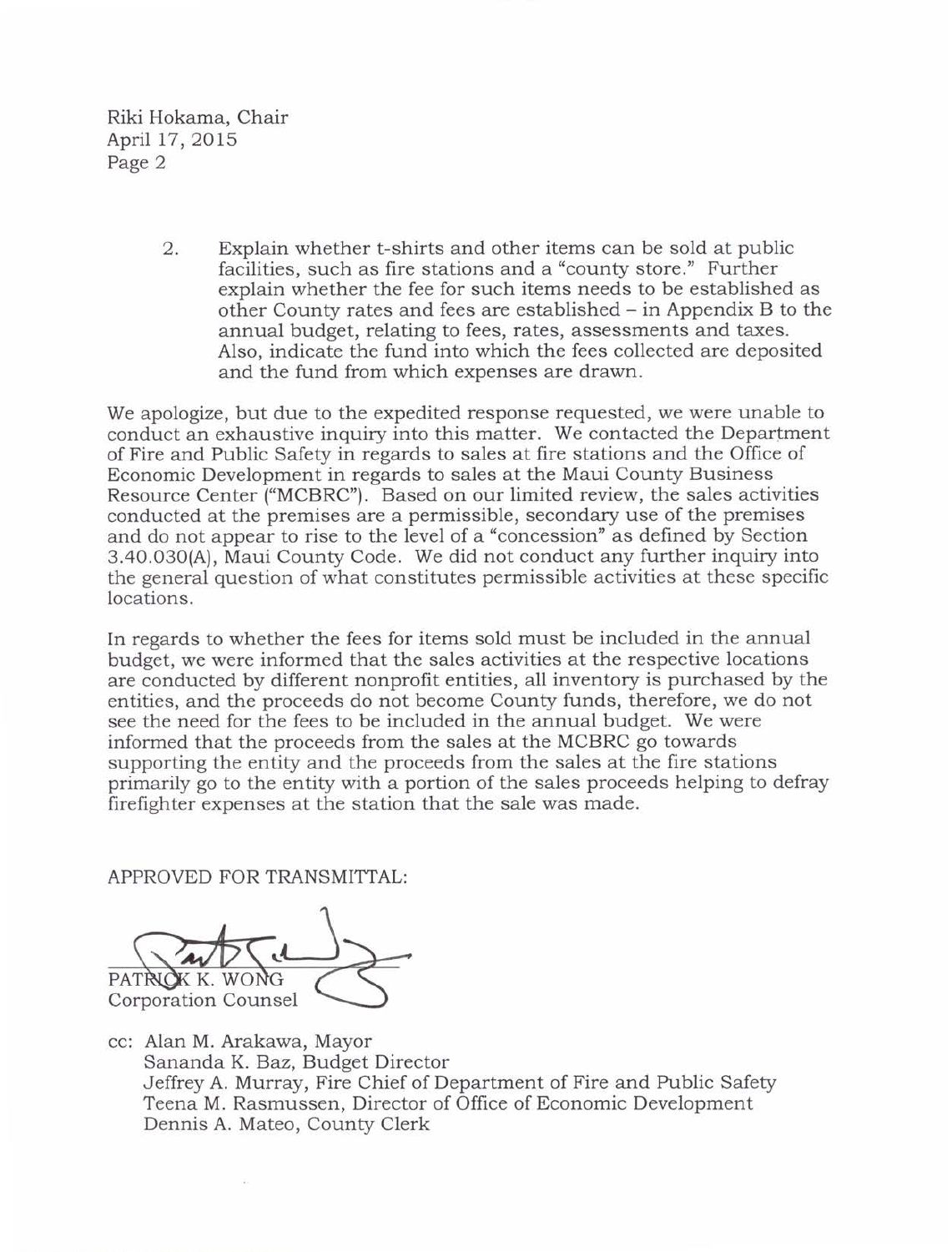Riki Hokama, Chair
April 17, 2015
Page 2

2. Explain whether t-shirts and other items can be sold at public facilities, such as fire stations and a "county store." Further explain whether the fee for such items needs to be established as other County rates and fees are established – in Appendix B to the annual budget, relating to fees, rates, assessments and taxes. Also, indicate the fund into which the fees collected are deposited and the fund from which expenses are drawn.

We apologize, but due to the expedited response requested, we were unable to conduct an exhaustive inquiry into this matter. We contacted the Department of Fire and Public Safety in regards to sales at fire stations and the Office of Economic Development in regards to sales at the Maui County Business Resource Center ("MCBRC"). Based on our limited review, the sales activities conducted at the premises are a permissible, secondary use of the premises and do not appear to rise to the level of a "concession" as defined by Section 3.40.030(A), Maui County Code. We did not conduct any further inquiry into the general question of what constitutes permissible activities at these specific locations.

In regards to whether the fees for items sold must be included in the annual budget, we were informed that the sales activities at the respective locations are conducted by different nonprofit entities, all inventory is purchased by the entities, and the proceeds do not become County funds, therefore, we do not see the need for the fees to be included in the annual budget. We were informed that the proceeds from the sales at the MCBRC go towards supporting the entity and the proceeds from the sales at the fire stations primarily go to the entity with a portion of the sales proceeds helping to defray firefighter expenses at the station that the sale was made.

APPROVED FOR TRANSMITTAL:

PATRICK K. WONG
Corporation Counsel

cc: Alan M. Arakawa, Mayor
Sananda K. Baz, Budget Director
Jeffrey A. Murray, Fire Chief of Department of Fire and Public Safety
Teena M. Rasmussen, Director of Office of Economic Development
Dennis A. Mateo, County Clerk